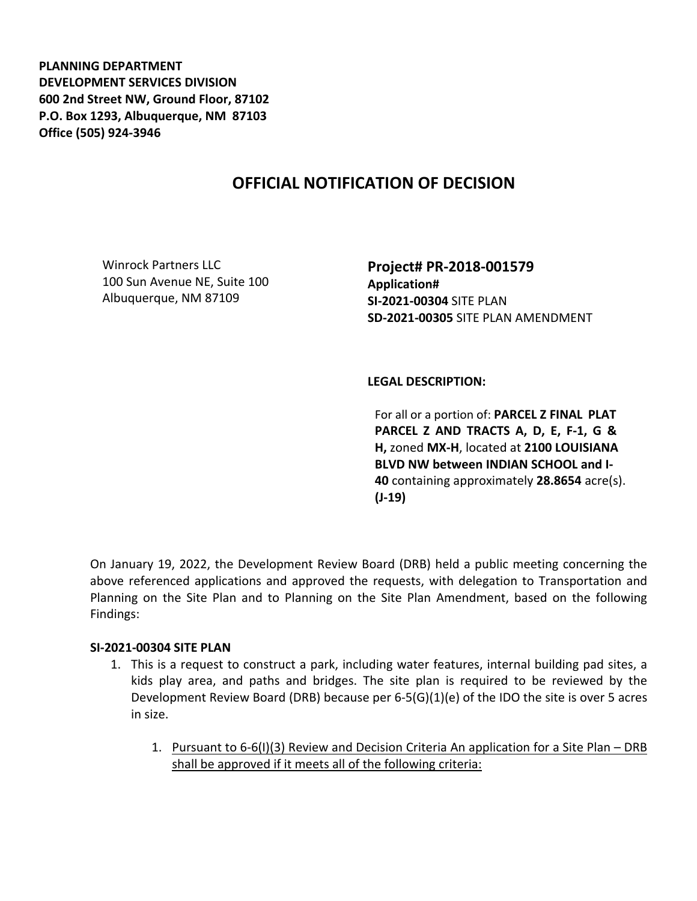**PLANNING DEPARTMENT**
**DEVELOPMENT SERVICES DIVISION**
**600 2nd Street NW, Ground Floor, 87102**
**P.O. Box 1293, Albuquerque, NM 87103**
**Office (505) 924-3946**

# OFFICIAL NOTIFICATION OF DECISION

Winrock Partners LLC
100 Sun Avenue NE, Suite 100
Albuquerque, NM 87109

**Project# PR-2018-001579**
**Application#**
**SI-2021-00304** SITE PLAN
**SD-2021-00305** SITE PLAN AMENDMENT

**LEGAL DESCRIPTION:**

For all or a portion of: **PARCEL Z FINAL PLAT PARCEL Z AND TRACTS A, D, E, F-1, G & H,** zoned **MX-H**, located at **2100 LOUISIANA BLVD NW between INDIAN SCHOOL and I-40** containing approximately **28.8654** acre(s). **(J-19)**

On January 19, 2022, the Development Review Board (DRB) held a public meeting concerning the above referenced applications and approved the requests, with delegation to Transportation and Planning on the Site Plan and to Planning on the Site Plan Amendment, based on the following Findings:

**SI-2021-00304 SITE PLAN**

1. This is a request to construct a park, including water features, internal building pad sites, a kids play area, and paths and bridges. The site plan is required to be reviewed by the Development Review Board (DRB) because per 6-5(G)(1)(e) of the IDO the site is over 5 acres in size.

    1. <u>Pursuant to 6-6(I)(3) Review and Decision Criteria An application for a Site Plan – DRB shall be approved if it meets all of the following criteria:</u>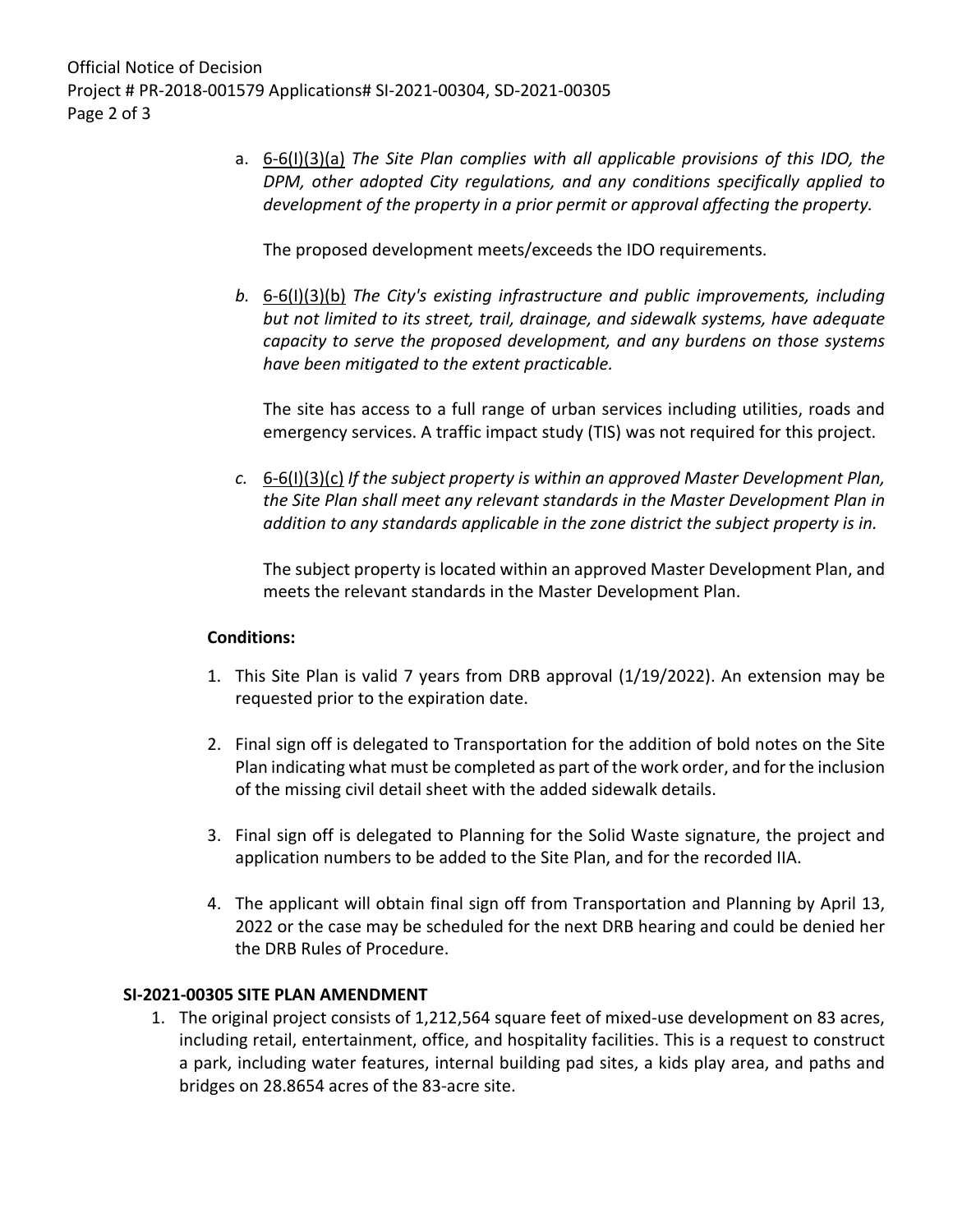a. 6-6(I)(3)(a) *The Site Plan complies with all applicable provisions of this IDO, the DPM, other adopted City regulations, and any conditions specifically applied to development of the property in a prior permit or approval affecting the property.*

   The proposed development meets/exceeds the IDO requirements.

b. 6-6(I)(3)(b) *The City's existing infrastructure and public improvements, including but not limited to its street, trail, drainage, and sidewalk systems, have adequate capacity to serve the proposed development, and any burdens on those systems have been mitigated to the extent practicable.*

   The site has access to a full range of urban services including utilities, roads and emergency services. A traffic impact study (TIS) was not required for this project.

c. 6-6(I)(3)(c) *If the subject property is within an approved Master Development Plan, the Site Plan shall meet any relevant standards in the Master Development Plan in addition to any standards applicable in the zone district the subject property is in.*

   The subject property is located within an approved Master Development Plan, and meets the relevant standards in the Master Development Plan.

**Conditions:**

1. This Site Plan is valid 7 years from DRB approval (1/19/2022). An extension may be requested prior to the expiration date.
2. Final sign off is delegated to Transportation for the addition of bold notes on the Site Plan indicating what must be completed as part of the work order, and for the inclusion of the missing civil detail sheet with the added sidewalk details.
3. Final sign off is delegated to Planning for the Solid Waste signature, the project and application numbers to be added to the Site Plan, and for the recorded IIA.
4. The applicant will obtain final sign off from Transportation and Planning by April 13, 2022 or the case may be scheduled for the next DRB hearing and could be denied her the DRB Rules of Procedure.

**SI-2021-00305 SITE PLAN AMENDMENT**

1. The original project consists of 1,212,564 square feet of mixed-use development on 83 acres, including retail, entertainment, office, and hospitality facilities. This is a request to construct a park, including water features, internal building pad sites, a kids play area, and paths and bridges on 28.8654 acres of the 83-acre site.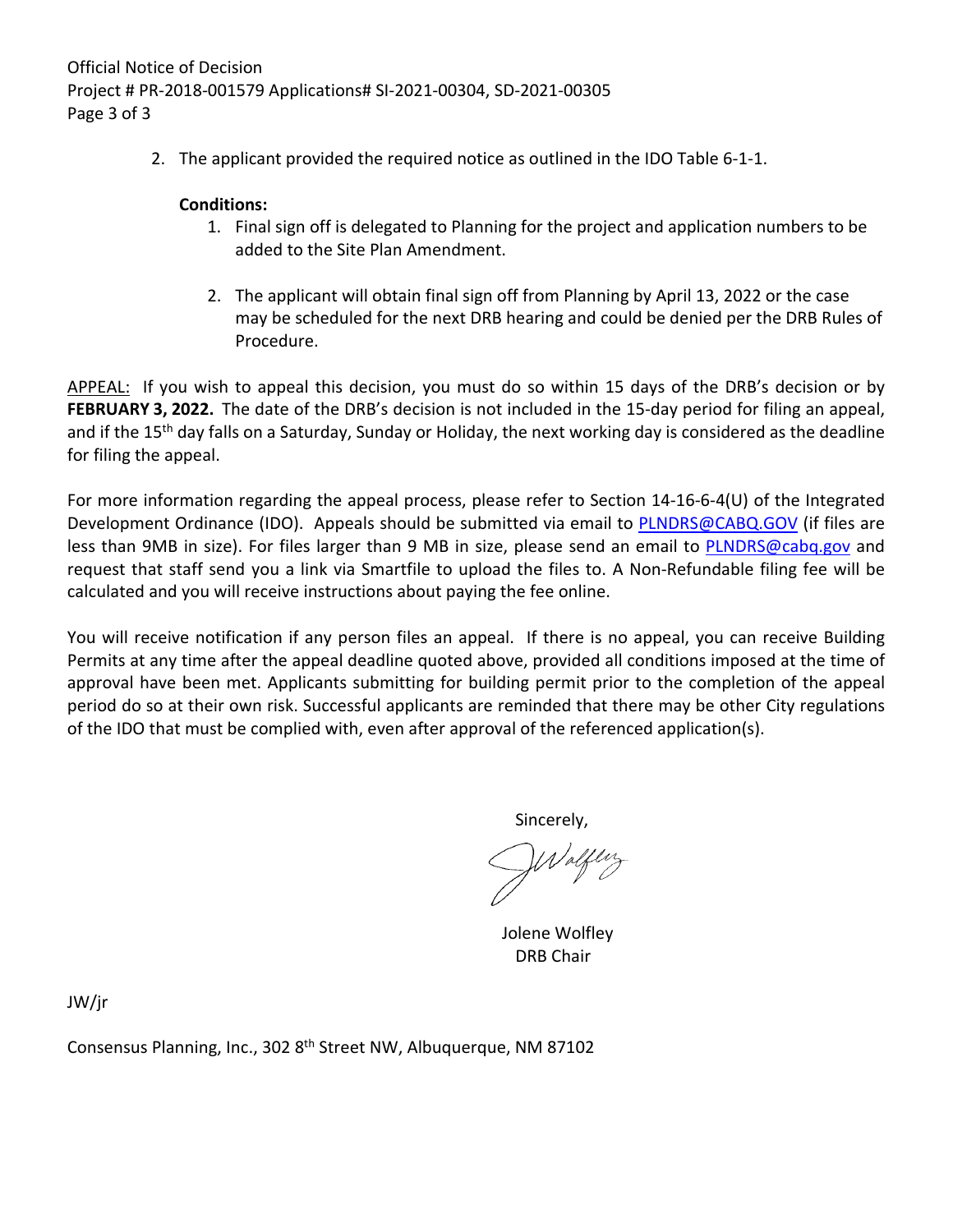2. The applicant provided the required notice as outlined in the IDO Table 6-1-1.

**Conditions:**

1. Final sign off is delegated to Planning for the project and application numbers to be added to the Site Plan Amendment.

2. The applicant will obtain final sign off from Planning by April 13, 2022 or the case may be scheduled for the next DRB hearing and could be denied per the DRB Rules of Procedure.

APPEAL: If you wish to appeal this decision, you must do so within 15 days of the DRB's decision or by **FEBRUARY 3, 2022.** The date of the DRB's decision is not included in the 15-day period for filing an appeal, and if the 15th day falls on a Saturday, Sunday or Holiday, the next working day is considered as the deadline for filing the appeal.

For more information regarding the appeal process, please refer to Section 14-16-6-4(U) of the Integrated Development Ordinance (IDO). Appeals should be submitted via email to PLNDRS@CABQ.GOV (if files are less than 9MB in size). For files larger than 9 MB in size, please send an email to PLNDRS@cabq.gov and request that staff send you a link via Smartfile to upload the files to. A Non-Refundable filing fee will be calculated and you will receive instructions about paying the fee online.

You will receive notification if any person files an appeal. If there is no appeal, you can receive Building Permits at any time after the appeal deadline quoted above, provided all conditions imposed at the time of approval have been met. Applicants submitting for building permit prior to the completion of the appeal period do so at their own risk. Successful applicants are reminded that there may be other City regulations of the IDO that must be complied with, even after approval of the referenced application(s).

Sincerely,

Jolene Wolfley
DRB Chair

JW/jr

Consensus Planning, Inc., 302 8th Street NW, Albuquerque, NM 87102